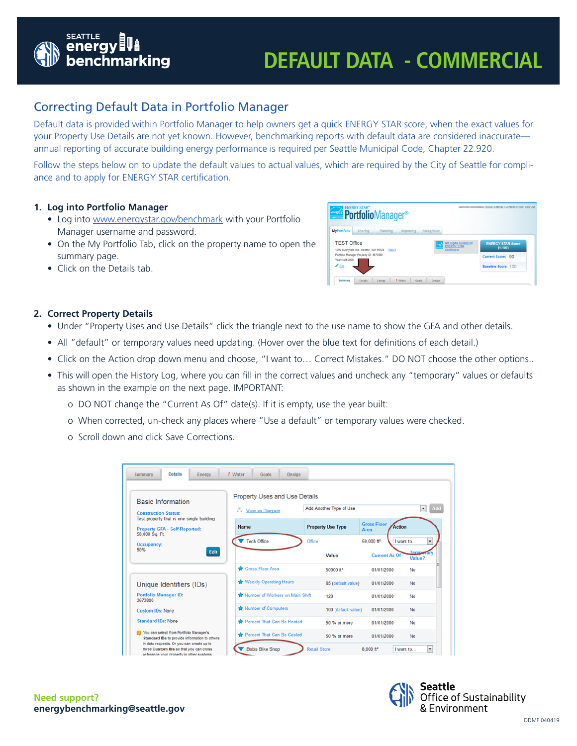# DEFAULT DATA - COMMERCIAL

## Correcting Default Data in Portfolio Manager

Default data is provided within Portfolio Manager to help owners get a quick ENERGY STAR score, when the exact values for your Property Use Details are not yet known. However, benchmarking reports with default data are considered inaccurate—annual reporting of accurate building energy performance is required per Seattle Municipal Code, Chapter 22.920.

Follow the steps below on to update the default values to actual values, which are required by the City of Seattle for compliance and to apply for ENERGY STAR certification.

### 1. Log into Portfolio Manager

- Log into www.energystar.gov/benchmark with your Portfolio Manager username and password.
- On the My Portfolio Tab, click on the property name to open the summary page.
- Click on the Details tab.

### 2. Correct Property Details

- Under "Property Uses and Use Details" click the triangle next to the use name to show the GFA and other details.
- All "default" or temporary values need updating. (Hover over the blue text for definitions of each detail.)
- Click on the Action drop down menu and choose, "I want to… Correct Mistakes." DO NOT choose the other options..
- This will open the History Log, where you can fill in the correct values and uncheck any "temporary" values or defaults as shown in the example on the next page. IMPORTANT:
    - o DO NOT change the "Current As Of" date(s). If it is empty, use the year built:
    - o When corrected, un-check any places where "Use a default" or temporary values were checked.
    - o Scroll down and click Save Corrections.

**Need support?**
**energybenchmarking@seattle.gov**

Seattle Office of Sustainability & Environment

DDMF 040419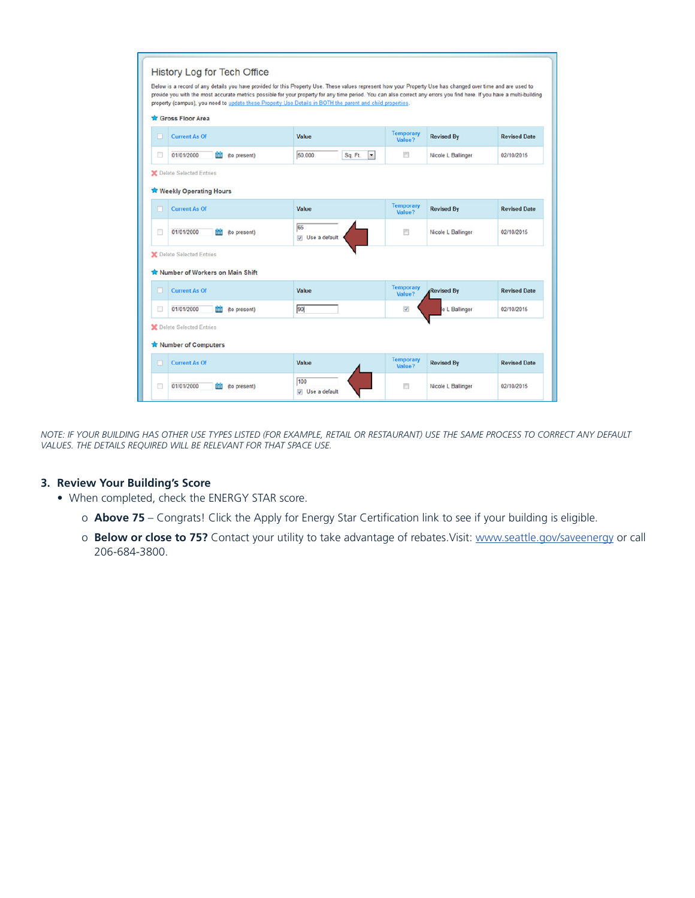History Log for Tech Office

Below is a record of any details you have provided for this Property Use. These values represent how your Property Use has changed over time and are used to provide you with the most accurate metrics possible for your property for any time period. You can also correct any errors you find here. If you have a multi-building property (campus), you need to update these Property Use Details in BOTH the parent and child properties.

**Gross Floor Area**

| | Current As Of | Value | Temporary Value? | Revised By | Revised Date |
|---|---|---|---|---|---|
| | 01/01/2000 (to present) | 50,000 Sq. Ft. | | Nicole L Ballinger | 02/10/2015 |

Delete Selected Entries

**Weekly Operating Hours**

| | Current As Of | Value | Temporary Value? | Revised By | Revised Date |
|---|---|---|---|---|---|
| | 01/01/2000 (to present) | 65 ☑ Use a default | | Nicole L Ballinger | 02/10/2015 |

Delete Selected Entries

**Number of Workers on Main Shift**

| | Current As Of | Value | Temporary Value? | Revised By | Revised Date |
|---|---|---|---|---|---|
| | 01/01/2000 (to present) | 90 | ☑ | e L Ballinger | 02/10/2015 |

Delete Selected Entries

**Number of Computers**

| | Current As Of | Value | Temporary Value? | Revised By | Revised Date |
|---|---|---|---|---|---|
| | 01/01/2000 (to present) | 100 ☑ Use a default | | Nicole L Ballinger | 02/10/2015 |

*NOTE: IF YOUR BUILDING HAS OTHER USE TYPES LISTED (FOR EXAMPLE, RETAIL OR RESTAURANT) USE THE SAME PROCESS TO CORRECT ANY DEFAULT VALUES. THE DETAILS REQUIRED WILL BE RELEVANT FOR THAT SPACE USE.*

## 3. Review Your Building's Score

- When completed, check the ENERGY STAR score.
  - **Above 75** – Congrats! Click the Apply for Energy Star Certification link to see if your building is eligible.
  - **Below or close to 75?** Contact your utility to take advantage of rebates. Visit: www.seattle.gov/saveenergy or call 206-684-3800.